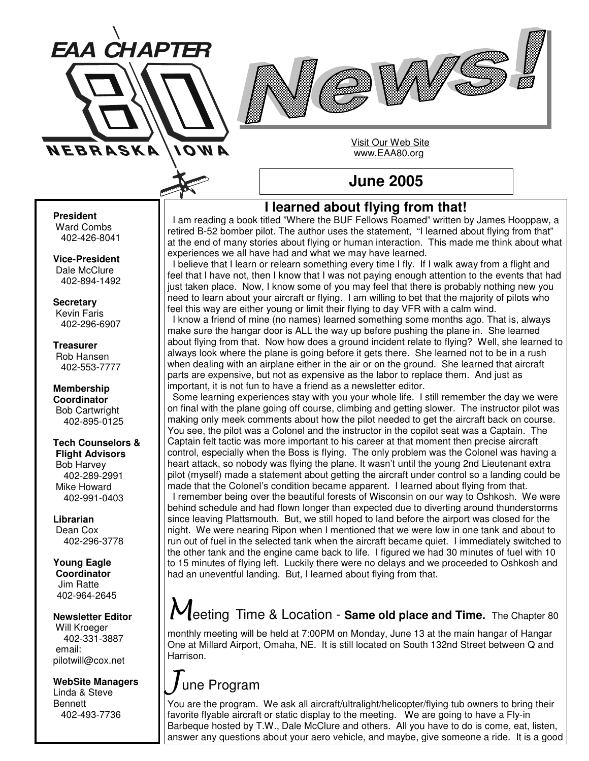# EAA CHAPTER 80 NEBRASKA IOWA

# News!

Visit Our Web Site
www.EAA80.org

## June 2005

**President**
Ward Combs
402-426-8041

**Vice-President**
Dale McClure
402-894-1492

**Secretary**
Kevin Faris
402-296-6907

**Treasurer**
Rob Hansen
402-553-7777

**Membership Coordinator**
Bob Cartwright
402-895-0125

**Tech Counselors & Flight Advisors**
Bob Harvey
402-289-2991
Mike Howard
402-991-0403

**Librarian**
Dean Cox
402-296-3778

**Young Eagle Coordinator**
Jim Ratte
402-964-2645

**Newsletter Editor**
Will Kroeger
402-331-3887
email:
pilotwill@cox.net

**WebSite Managers**
Linda & Steve Bennett
402-493-7736

## I learned about flying from that!

I am reading a book titled "Where the BUF Fellows Roamed" written by James Hooppaw, a retired B-52 bomber pilot. The author uses the statement, "I learned about flying from that" at the end of many stories about flying or human interaction. This made me think about what experiences we all have had and what we may have learned.

I believe that I learn or relearn something every time I fly. If I walk away from a flight and feel that I have not, then I know that I was not paying enough attention to the events that had just taken place. Now, I know some of you may feel that there is probably nothing new you need to learn about your aircraft or flying. I am willing to bet that the majority of pilots who feel this way are either young or limit their flying to day VFR with a calm wind.

I know a friend of mine (no names) learned something some months ago. That is, always make sure the hangar door is ALL the way up before pushing the plane in. She learned about flying from that. Now how does a ground incident relate to flying? Well, she learned to always look where the plane is going before it gets there. She learned not to be in a rush when dealing with an airplane either in the air or on the ground. She learned that aircraft parts are expensive, but not as expensive as the labor to replace them. And just as important, it is not fun to have a friend as a newsletter editor.

Some learning experiences stay with you your whole life. I still remember the day we were on final with the plane going off course, climbing and getting slower. The instructor pilot was making only meek comments about how the pilot needed to get the aircraft back on course. You see, the pilot was a Colonel and the instructor in the copilot seat was a Captain. The Captain felt tactic was more important to his career at that moment then precise aircraft control, especially when the Boss is flying. The only problem was the Colonel was having a heart attack, so nobody was flying the plane. It wasn't until the young 2nd Lieutenant extra pilot (myself) made a statement about getting the aircraft under control so a landing could be made that the Colonel's condition became apparent. I learned about flying from that.

I remember being over the beautiful forests of Wisconsin on our way to Oshkosh. We were behind schedule and had flown longer than expected due to diverting around thunderstorms since leaving Plattsmouth. But, we still hoped to land before the airport was closed for the night. We were nearing Ripon when I mentioned that we were low in one tank and about to run out of fuel in the selected tank when the aircraft became quiet. I immediately switched to the other tank and the engine came back to life. I figured we had 30 minutes of fuel with 10 to 15 minutes of flying left. Luckily there were no delays and we proceeded to Oshkosh and had an uneventful landing. But, I learned about flying from that.

## Meeting Time & Location - **Same old place and Time.**

The Chapter 80 monthly meeting will be held at 7:00PM on Monday, June 13 at the main hangar of Hangar One at Millard Airport, Omaha, NE. It is still located on South 132nd Street between Q and Harrison.

## June Program

You are the program. We ask all aircraft/ultralight/helicopter/flying tub owners to bring their favorite flyable aircraft or static display to the meeting. We are going to have a Fly-in Barbeque hosted by T.W., Dale McClure and others. All you have to do is come, eat, listen, answer any questions about your aero vehicle, and maybe, give someone a ride. It is a good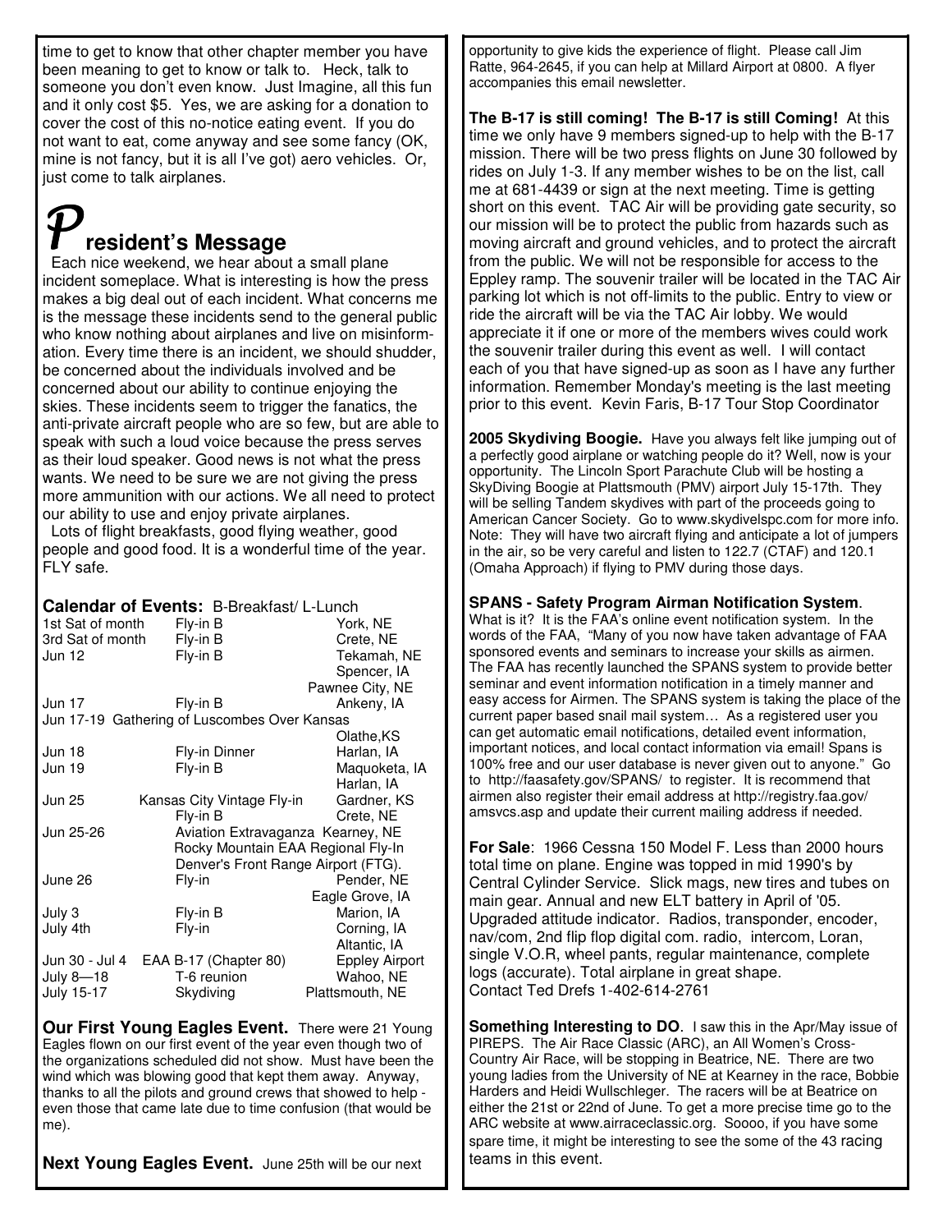time to get to know that other chapter member you have been meaning to get to know or talk to. Heck, talk to someone you don't even know. Just Imagine, all this fun and it only cost $5. Yes, we are asking for a donation to cover the cost of this no-notice eating event. If you do not want to eat, come anyway and see some fancy (OK, mine is not fancy, but it is all I've got) aero vehicles. Or, just come to talk airplanes.

## President's Message

Each nice weekend, we hear about a small plane incident someplace. What is interesting is how the press makes a big deal out of each incident. What concerns me is the message these incidents send to the general public who know nothing about airplanes and live on misinformation. Every time there is an incident, we should shudder, be concerned about the individuals involved and be concerned about our ability to continue enjoying the skies. These incidents seem to trigger the fanatics, the anti-private aircraft people who are so few, but are able to speak with such a loud voice because the press serves as their loud speaker. Good news is not what the press wants. We need to be sure we are not giving the press more ammunition with our actions. We all need to protect our ability to use and enjoy private airplanes.

Lots of flight breakfasts, good flying weather, good people and good food. It is a wonderful time of the year. FLY safe.

**Calendar of Events:** B-Breakfast/ L-Lunch

| | | |
|---|---|---|
| 1st Sat of month | Fly-in B | York, NE |
| 3rd Sat of month | Fly-in B | Crete, NE |
| Jun 12 | Fly-in B | Tekamah, NE<br>Spencer, IA<br>Pawnee City, NE |
| Jun 17 | Fly-in B | Ankeny, IA |
| Jun 17-19 | Gathering of Luscombes Over Kansas | Olathe,KS |
| Jun 18 | Fly-in Dinner | Harlan, IA |
| Jun 19 | Fly-in B | Maquoketa, IA<br>Harlan, IA |
| Jun 25 | Kansas City Vintage Fly-in | Gardner, KS |
| | Fly-in B | Crete, NE |
| Jun 25-26 | Aviation Extravaganza | Kearney, NE |
| | Rocky Mountain EAA Regional Fly-In Denver's Front Range Airport (FTG). | |
| June 26 | Fly-in | Pender, NE<br>Eagle Grove, IA |
| July 3 | Fly-in B | Marion, IA |
| July 4th | Fly-in | Corning, IA<br>Altantic, IA |
| Jun 30 - Jul 4 | EAA B-17 (Chapter 80) | Eppley Airport |
| July 8—18 | T-6 reunion | Wahoo, NE |
| July 15-17 | Skydiving | Plattsmouth, NE |

**Our First Young Eagles Event.** There were 21 Young Eagles flown on our first event of the year even though two of the organizations scheduled did not show. Must have been the wind which was blowing good that kept them away. Anyway, thanks to all the pilots and ground crews that showed to help - even those that came late due to time confusion (that would be me).

**Next Young Eagles Event.** June 25th will be our next opportunity to give kids the experience of flight. Please call Jim Ratte, 964-2645, if you can help at Millard Airport at 0800. A flyer accompanies this email newsletter.

**The B-17 is still coming! The B-17 is still Coming!** At this time we only have 9 members signed-up to help with the B-17 mission. There will be two press flights on June 30 followed by rides on July 1-3. If any member wishes to be on the list, call me at 681-4439 or sign at the next meeting. Time is getting short on this event. TAC Air will be providing gate security, so our mission will be to protect the public from hazards such as moving aircraft and ground vehicles, and to protect the aircraft from the public. We will not be responsible for access to the Eppley ramp. The souvenir trailer will be located in the TAC Air parking lot which is not off-limits to the public. Entry to view or ride the aircraft will be via the TAC Air lobby. We would appreciate it if one or more of the members wives could work the souvenir trailer during this event as well. I will contact each of you that have signed-up as soon as I have any further information. Remember Monday's meeting is the last meeting prior to this event. Kevin Faris, B-17 Tour Stop Coordinator

**2005 Skydiving Boogie.** Have you always felt like jumping out of a perfectly good airplane or watching people do it? Well, now is your opportunity. The Lincoln Sport Parachute Club will be hosting a SkyDiving Boogie at Plattsmouth (PMV) airport July 15-17th. They will be selling Tandem skydives with part of the proceeds going to American Cancer Society. Go to www.skydivelspc.com for more info. Note: They will have two aircraft flying and anticipate a lot of jumpers in the air, so be very careful and listen to 122.7 (CTAF) and 120.1 (Omaha Approach) if flying to PMV during those days.

**SPANS - Safety Program Airman Notification System.** What is it? It is the FAA's online event notification system. In the words of the FAA, "Many of you now have taken advantage of FAA sponsored events and seminars to increase your skills as airmen. The FAA has recently launched the SPANS system to provide better seminar and event information notification in a timely manner and easy access for Airmen. The SPANS system is taking the place of the current paper based snail mail system… As a registered user you can get automatic email notifications, detailed event information, important notices, and local contact information via email! Spans is 100% free and our user database is never given out to anyone." Go to http://faasafety.gov/SPANS/ to register. It is recommend that airmen also register their email address at http://registry.faa.gov/amsvcs.asp and update their current mailing address if needed.

**For Sale**: 1966 Cessna 150 Model F. Less than 2000 hours total time on plane. Engine was topped in mid 1990's by Central Cylinder Service. Slick mags, new tires and tubes on main gear. Annual and new ELT battery in April of '05. Upgraded attitude indicator. Radios, transponder, encoder, nav/com, 2nd flip flop digital com. radio, intercom, Loran, single V.O.R, wheel pants, regular maintenance, complete logs (accurate). Total airplane in great shape. Contact Ted Drefs 1-402-614-2761

**Something Interesting to DO**. I saw this in the Apr/May issue of PIREPS. The Air Race Classic (ARC), an All Women's Cross-Country Air Race, will be stopping in Beatrice, NE. There are two young ladies from the University of NE at Kearney in the race, Bobbie Harders and Heidi Wullschleger. The racers will be at Beatrice on either the 21st or 22nd of June. To get a more precise time go to the ARC website at www.airraceclassic.org. Soooo, if you have some spare time, it might be interesting to see the some of the 43 racing teams in this event.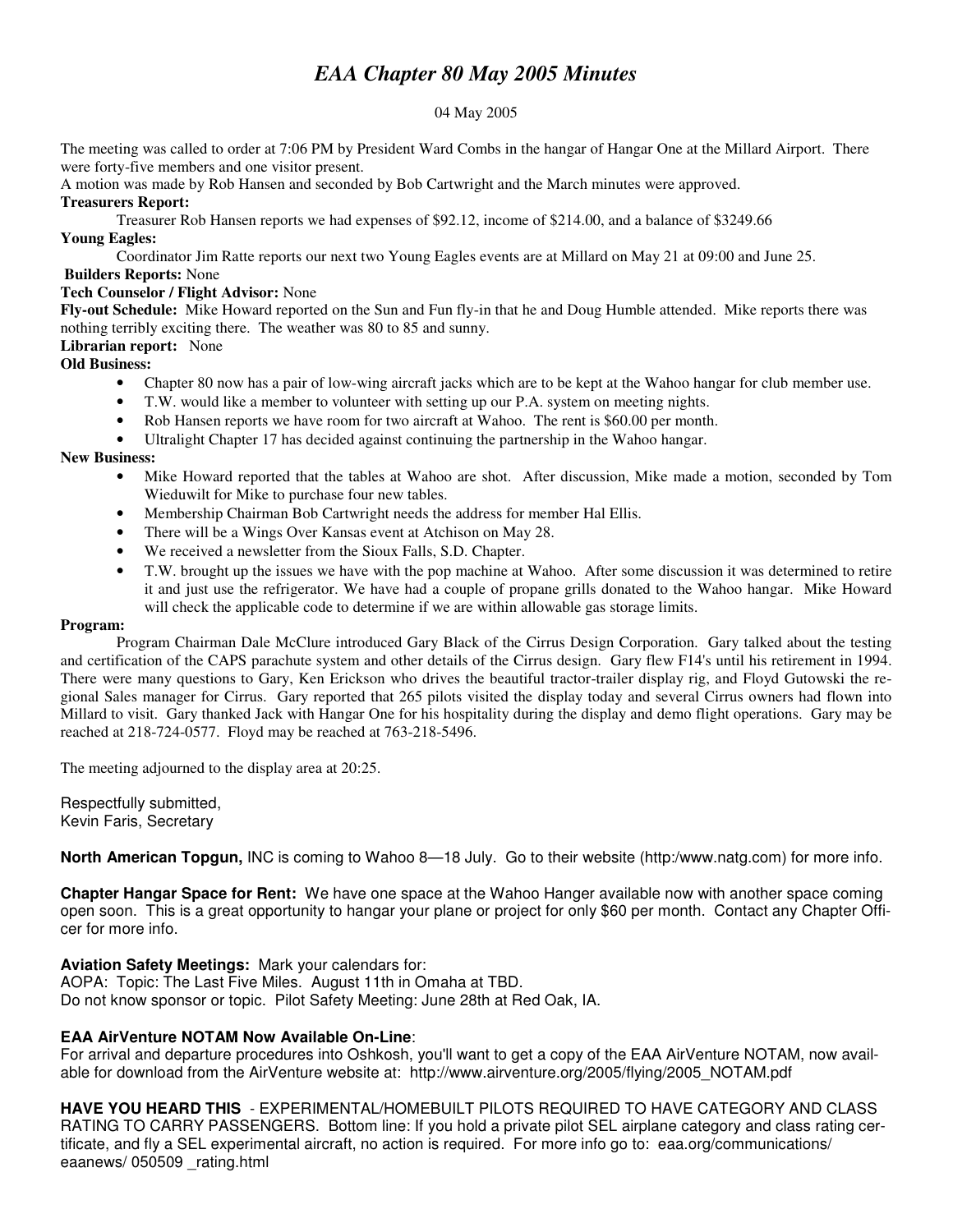# *EAA Chapter 80 May 2005 Minutes*

04 May 2005

The meeting was called to order at 7:06 PM by President Ward Combs in the hangar of Hangar One at the Millard Airport. There were forty-five members and one visitor present.

A motion was made by Rob Hansen and seconded by Bob Cartwright and the March minutes were approved.

**Treasurers Report:**

Treasurer Rob Hansen reports we had expenses of $92.12, income of $214.00, and a balance of $3249.66

**Young Eagles:**

Coordinator Jim Ratte reports our next two Young Eagles events are at Millard on May 21 at 09:00 and June 25.

**Builders Reports:** None

**Tech Counselor / Flight Advisor:** None

**Fly-out Schedule:** Mike Howard reported on the Sun and Fun fly-in that he and Doug Humble attended. Mike reports there was nothing terribly exciting there. The weather was 80 to 85 and sunny.

**Librarian report:** None

**Old Business:**

- Chapter 80 now has a pair of low-wing aircraft jacks which are to be kept at the Wahoo hangar for club member use.
- T.W. would like a member to volunteer with setting up our P.A. system on meeting nights.
- Rob Hansen reports we have room for two aircraft at Wahoo. The rent is $60.00 per month.
- Ultralight Chapter 17 has decided against continuing the partnership in the Wahoo hangar.

**New Business:**

- Mike Howard reported that the tables at Wahoo are shot. After discussion, Mike made a motion, seconded by Tom Wieduwilt for Mike to purchase four new tables.
- Membership Chairman Bob Cartwright needs the address for member Hal Ellis.
- There will be a Wings Over Kansas event at Atchison on May 28.
- We received a newsletter from the Sioux Falls, S.D. Chapter.
- T.W. brought up the issues we have with the pop machine at Wahoo. After some discussion it was determined to retire it and just use the refrigerator. We have had a couple of propane grills donated to the Wahoo hangar. Mike Howard will check the applicable code to determine if we are within allowable gas storage limits.

**Program:**

Program Chairman Dale McClure introduced Gary Black of the Cirrus Design Corporation. Gary talked about the testing and certification of the CAPS parachute system and other details of the Cirrus design. Gary flew F14's until his retirement in 1994. There were many questions to Gary, Ken Erickson who drives the beautiful tractor-trailer display rig, and Floyd Gutowski the regional Sales manager for Cirrus. Gary reported that 265 pilots visited the display today and several Cirrus owners had flown into Millard to visit. Gary thanked Jack with Hangar One for his hospitality during the display and demo flight operations. Gary may be reached at 218-724-0577. Floyd may be reached at 763-218-5496.

The meeting adjourned to the display area at 20:25.

Respectfully submitted,
Kevin Faris, Secretary

**North American Topgun,** INC is coming to Wahoo 8—18 July. Go to their website (http:/www.natg.com) for more info.

**Chapter Hangar Space for Rent:** We have one space at the Wahoo Hanger available now with another space coming open soon. This is a great opportunity to hangar your plane or project for only $60 per month. Contact any Chapter Officer for more info.

**Aviation Safety Meetings:** Mark your calendars for:
AOPA: Topic: The Last Five Miles. August 11th in Omaha at TBD.
Do not know sponsor or topic. Pilot Safety Meeting: June 28th at Red Oak, IA.

**EAA AirVenture NOTAM Now Available On-Line**:
For arrival and departure procedures into Oshkosh, you'll want to get a copy of the EAA AirVenture NOTAM, now available for download from the AirVenture website at: http://www.airventure.org/2005/flying/2005_NOTAM.pdf

**HAVE YOU HEARD THIS** - EXPERIMENTAL/HOMEBUILT PILOTS REQUIRED TO HAVE CATEGORY AND CLASS RATING TO CARRY PASSENGERS. Bottom line: If you hold a private pilot SEL airplane category and class rating certificate, and fly a SEL experimental aircraft, no action is required. For more info go to: eaa.org/communications/ eaanews/ 050509 _rating.html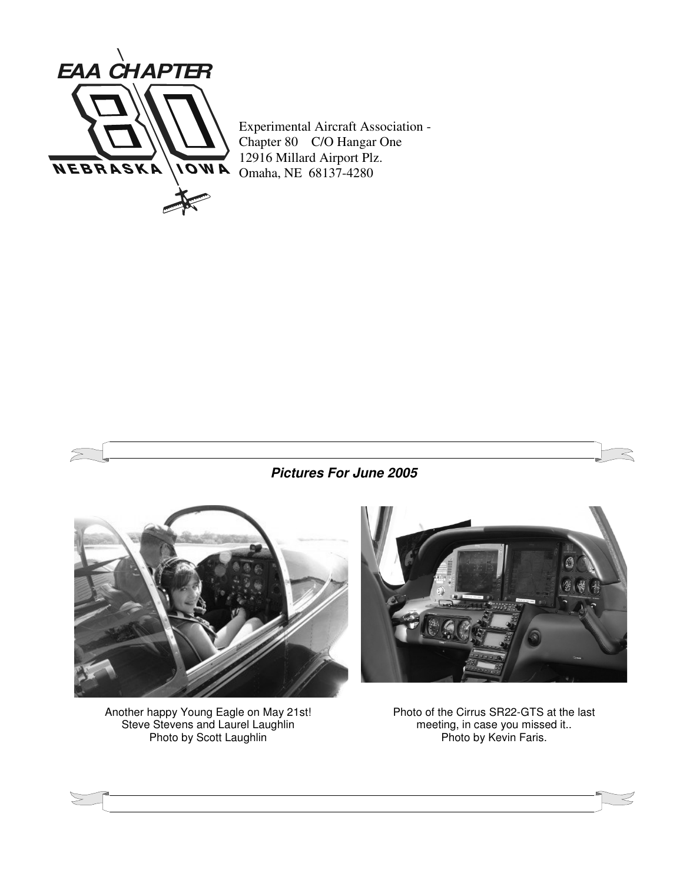Experimental Aircraft Association - Chapter 80 C/O Hangar One
12916 Millard Airport Plz.
Omaha, NE 68137-4280

***Pictures For June 2005***

Another happy Young Eagle on May 21st!
Steve Stevens and Laurel Laughlin
Photo by Scott Laughlin

Photo of the Cirrus SR22-GTS at the last meeting, in case you missed it..
Photo by Kevin Faris.